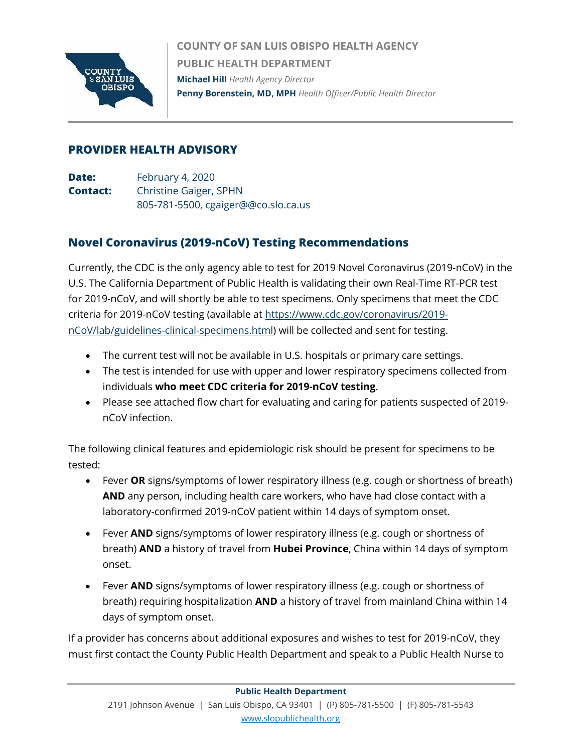COUNTY OF SAN LUIS OBISPO HEALTH AGENCY

PUBLIC HEALTH DEPARTMENT

**Michael Hill** *Health Agency Director*

**Penny Borenstein, MD, MPH** *Health Officer/Public Health Director*

## PROVIDER HEALTH ADVISORY

**Date:** February 4, 2020

**Contact:** Christine Gaiger, SPHN
805-781-5500, cgaiger@@co.slo.ca.us

## Novel Coronavirus (2019-nCoV) Testing Recommendations

Currently, the CDC is the only agency able to test for 2019 Novel Coronavirus (2019-nCoV) in the U.S. The California Department of Public Health is validating their own Real-Time RT-PCR test for 2019-nCoV, and will shortly be able to test specimens. Only specimens that meet the CDC criteria for 2019-nCoV testing (available at https://www.cdc.gov/coronavirus/2019-nCoV/lab/guidelines-clinical-specimens.html) will be collected and sent for testing.

- The current test will not be available in U.S. hospitals or primary care settings.
- The test is intended for use with upper and lower respiratory specimens collected from individuals **who meet CDC criteria for 2019-nCoV testing**.
- Please see attached flow chart for evaluating and caring for patients suspected of 2019-nCoV infection.

The following clinical features and epidemiologic risk should be present for specimens to be tested:

- Fever **OR** signs/symptoms of lower respiratory illness (e.g. cough or shortness of breath) **AND** any person, including health care workers, who have had close contact with a laboratory-confirmed 2019-nCoV patient within 14 days of symptom onset.
- Fever **AND** signs/symptoms of lower respiratory illness (e.g. cough or shortness of breath) **AND** a history of travel from **Hubei Province**, China within 14 days of symptom onset.
- Fever **AND** signs/symptoms of lower respiratory illness (e.g. cough or shortness of breath) requiring hospitalization **AND** a history of travel from mainland China within 14 days of symptom onset.

If a provider has concerns about additional exposures and wishes to test for 2019-nCoV, they must first contact the County Public Health Department and speak to a Public Health Nurse to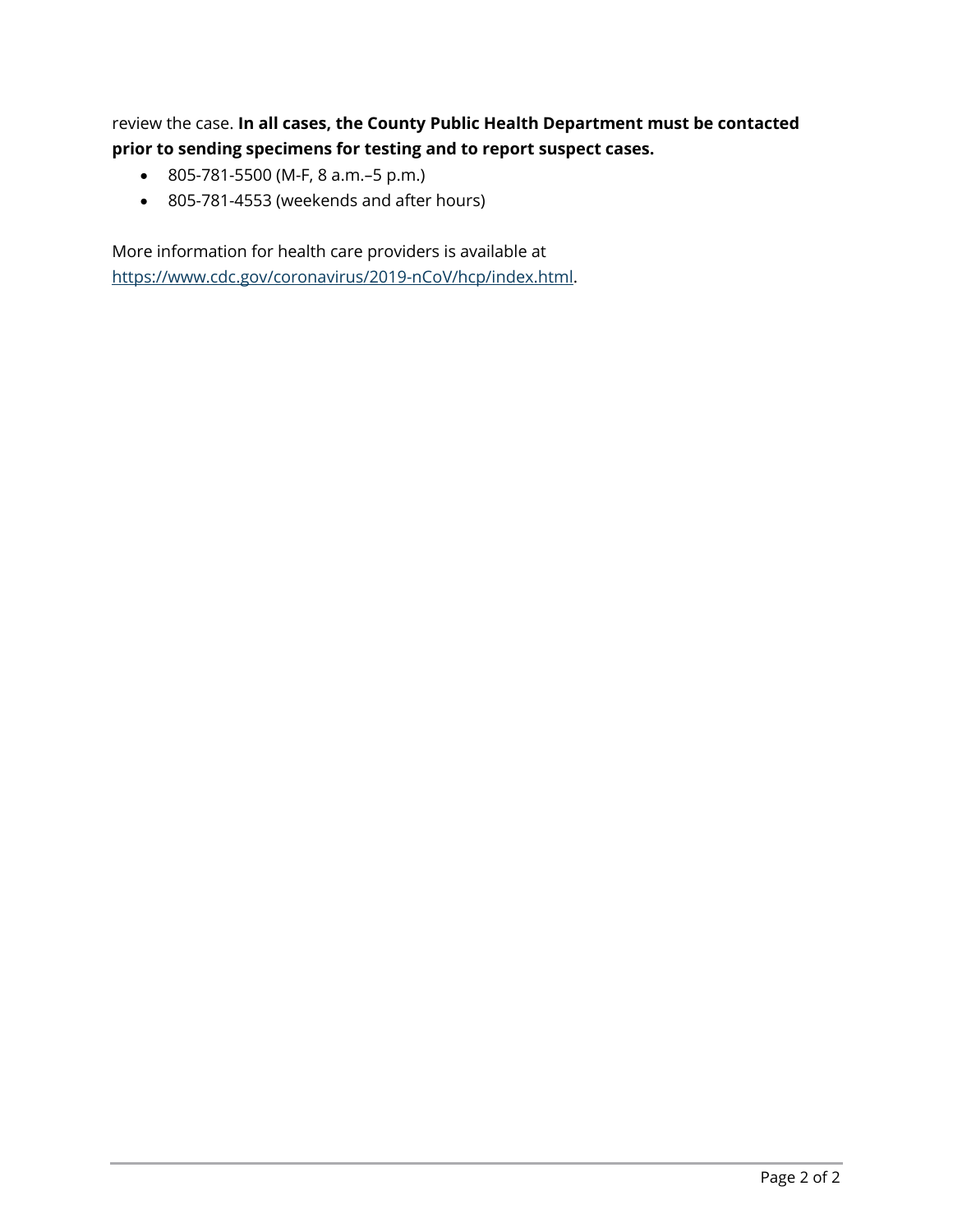review the case. **In all cases, the County Public Health Department must be contacted prior to sending specimens for testing and to report suspect cases.**

- 805-781-5500 (M-F, 8 a.m.–5 p.m.)
- 805-781-4553 (weekends and after hours)

More information for health care providers is available at https://www.cdc.gov/coronavirus/2019-nCoV/hcp/index.html.